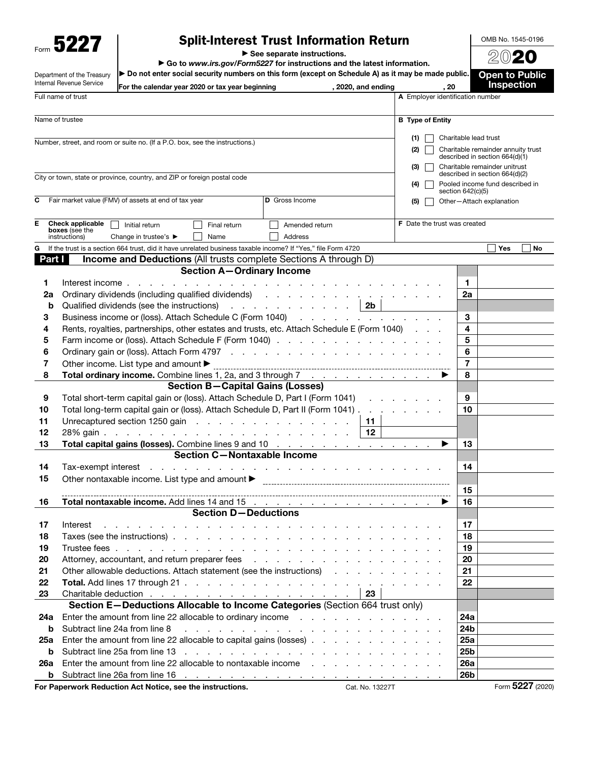Form **5227**

Department of the Treasury
Internal Revenue Service

# Split-Interest Trust Information Return

▶ See separate instructions.

▶ Go to *www.irs.gov/Form5227* for instructions and the latest information.

▶ Do not enter social security numbers on this form (except on Schedule A) as it may be made public.

For the calendar year 2020 or tax year beginning , 2020, and ending , 20

OMB No. 1545-0196

**2020**

**Open to Public Inspection**

Full name of trust

**A** Employer identification number

Name of trustee

**B** Type of Entity

- (1) ☐ Charitable lead trust
- (2) ☐ Charitable remainder annuity trust described in section 664(d)(1)
- (3) ☐ Charitable remainder unitrust described in section 664(d)(2)
- (4) ☐ Pooled income fund described in section 642(c)(5)
- (5) ☐ Other—Attach explanation

Number, street, and room or suite no. (If a P.O. box, see the instructions.)

City or town, state or province, country, and ZIP or foreign postal code

**C** Fair market value (FMV) of assets at end of tax year

**D** Gross Income

**E** **Check applicable boxes** (see the instructions) ☐ Initial return ☐ Final return ☐ Amended return
Change in trustee's ▶ ☐ Name ☐ Address

**F** Date the trust was created

**G** If the trust is a section 664 trust, did it have unrelated business taxable income? If "Yes," file Form 4720 ☐ Yes ☐ No

## Part I Income and Deductions (All trusts complete Sections A through D)

### Section A—Ordinary Income

| | | | | | |
|---|---|---|---|---|---|
| 1 | Interest income | | | 1 | |
| 2a | Ordinary dividends (including qualified dividends) | | | 2a | |
| b | Qualified dividends (see the instructions) | 2b | | | |
| 3 | Business income or (loss). Attach Schedule C (Form 1040) | | | 3 | |
| 4 | Rents, royalties, partnerships, other estates and trusts, etc. Attach Schedule E (Form 1040) | | | 4 | |
| 5 | Farm income or (loss). Attach Schedule F (Form 1040) | | | 5 | |
| 6 | Ordinary gain or (loss). Attach Form 4797 | | | 6 | |
| 7 | Other income. List type and amount ▶ | | | 7 | |
| 8 | **Total ordinary income.** Combine lines 1, 2a, and 3 through 7 ▶ | | | 8 | |

### Section B—Capital Gains (Losses)

| | | | | | |
|---|---|---|---|---|---|
| 9 | Total short-term capital gain or (loss). Attach Schedule D, Part I (Form 1041) | | | 9 | |
| 10 | Total long-term capital gain or (loss). Attach Schedule D, Part II (Form 1041) | | | 10 | |
| 11 | Unrecaptured section 1250 gain | 11 | | | |
| 12 | 28% gain | 12 | | | |
| 13 | **Total capital gains (losses).** Combine lines 9 and 10 ▶ | | | 13 | |

### Section C—Nontaxable Income

| | | | |
|---|---|---|---|
| 14 | Tax-exempt interest | 14 | |
| 15 | Other nontaxable income. List type and amount ▶ | 15 | |
| 16 | **Total nontaxable income.** Add lines 14 and 15 ▶ | 16 | |

### Section D—Deductions

| | | | | | |
|---|---|---|---|---|---|
| 17 | Interest | | | 17 | |
| 18 | Taxes (see the instructions) | | | 18 | |
| 19 | Trustee fees | | | 19 | |
| 20 | Attorney, accountant, and return preparer fees | | | 20 | |
| 21 | Other allowable deductions. Attach statement (see the instructions) | | | 21 | |
| 22 | **Total.** Add lines 17 through 21 | | | 22 | |
| 23 | Charitable deduction | 23 | | | |

### Section E—Deductions Allocable to Income Categories (Section 664 trust only)

| | | | |
|---|---|---|---|
| 24a | Enter the amount from line 22 allocable to ordinary income | 24a | |
| b | Subtract line 24a from line 8 | 24b | |
| 25a | Enter the amount from line 22 allocable to capital gains (losses) | 25a | |
| b | Subtract line 25a from line 13 | 25b | |
| 26a | Enter the amount from line 22 allocable to nontaxable income | 26a | |
| b | Subtract line 26a from line 16 | 26b | |

**For Paperwork Reduction Act Notice, see the instructions.** Cat. No. 13227T Form **5227** (2020)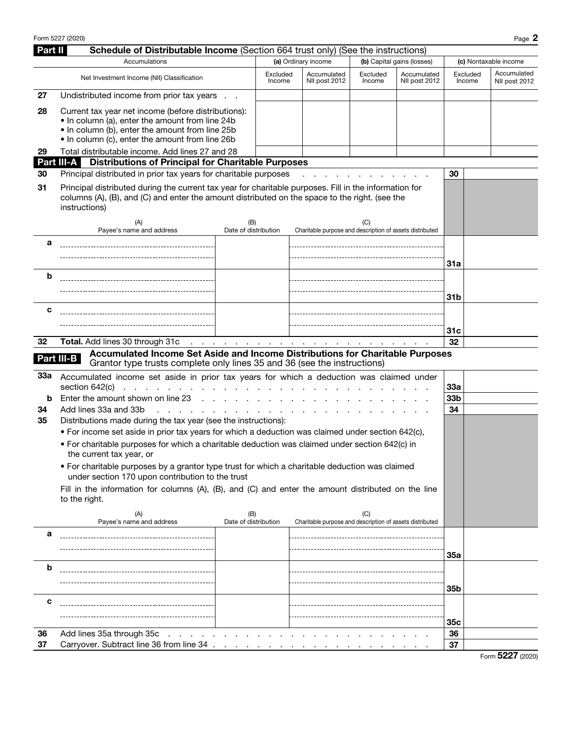## Part II Schedule of Distributable Income (Section 664 trust only) (See the instructions)

| | Accumulations | (a) Ordinary income | | (b) Capital gains (losses) | | (c) Nontaxable income | |
|---|---|---|---|---|---|---|---|
| | Net Investment Income (NII) Classification | Excluded Income | Accumulated NII post 2012 | Excluded Income | Accumulated NII post 2012 | Excluded Income | Accumulated NII post 2012 |
| 27 | Undistributed income from prior tax years | | | | | | |
| 28 | Current tax year net income (before distributions): • In column (a), enter the amount from line 24b • In column (b), enter the amount from line 25b • In column (c), enter the amount from line 26b | | | | | | |
| 29 | Total distributable income. Add lines 27 and 28 | | | | | | |

## Part III-A Distributions of Principal for Charitable Purposes

**30** Principal distributed in prior tax years for charitable purposes . . . . . . . . . . . . . **30**

**31** Principal distributed during the current tax year for charitable purposes. Fill in the information for columns (A), (B), and (C) and enter the amount distributed on the space to the right. (see the instructions)

| | (A) Payee's name and address | (B) Date of distribution | (C) Charitable purpose and description of assets distributed | | |
|---|---|---|---|---|---|
| a | | | | 31a | |
| b | | | | 31b | |
| c | | | | 31c | |

**32** **Total.** Add lines 30 through 31c . . . . . . . . . . . . . . . . . . . . . . . **32**

## Part III-B Accumulated Income Set Aside and Income Distributions for Charitable Purposes

Grantor type trusts complete only lines 35 and 36 (see the instructions)

**33a** Accumulated income set aside in prior tax years for which a deduction was claimed under section 642(c) . . . . . . . . . . . . . . . . . . . . . . . . . . **33a**

**b** Enter the amount shown on line 23 . . . . . . . . . . . . . . . . . . . . . . **33b**

**34** Add lines 33a and 33b . . . . . . . . . . . . . . . . . . . . . . . . . . **34**

**35** Distributions made during the tax year (see the instructions):

- For income set aside in prior tax years for which a deduction was claimed under section 642(c),
- For charitable purposes for which a charitable deduction was claimed under section 642(c) in the current tax year, or
- For charitable purposes by a grantor type trust for which a charitable deduction was claimed under section 170 upon contribution to the trust

Fill in the information for columns (A), (B), and (C) and enter the amount distributed on the line to the right.

| | (A) Payee's name and address | (B) Date of distribution | (C) Charitable purpose and description of assets distributed | | |
|---|---|---|---|---|---|
| a | | | | 35a | |
| b | | | | 35b | |
| c | | | | 35c | |

**36** Add lines 35a through 35c . . . . . . . . . . . . . . . . . . . . . . . . **36**

**37** Carryover. Subtract line 36 from line 34 . . . . . . . . . . . . . . . . . . . **37**

Form **5227** (2020)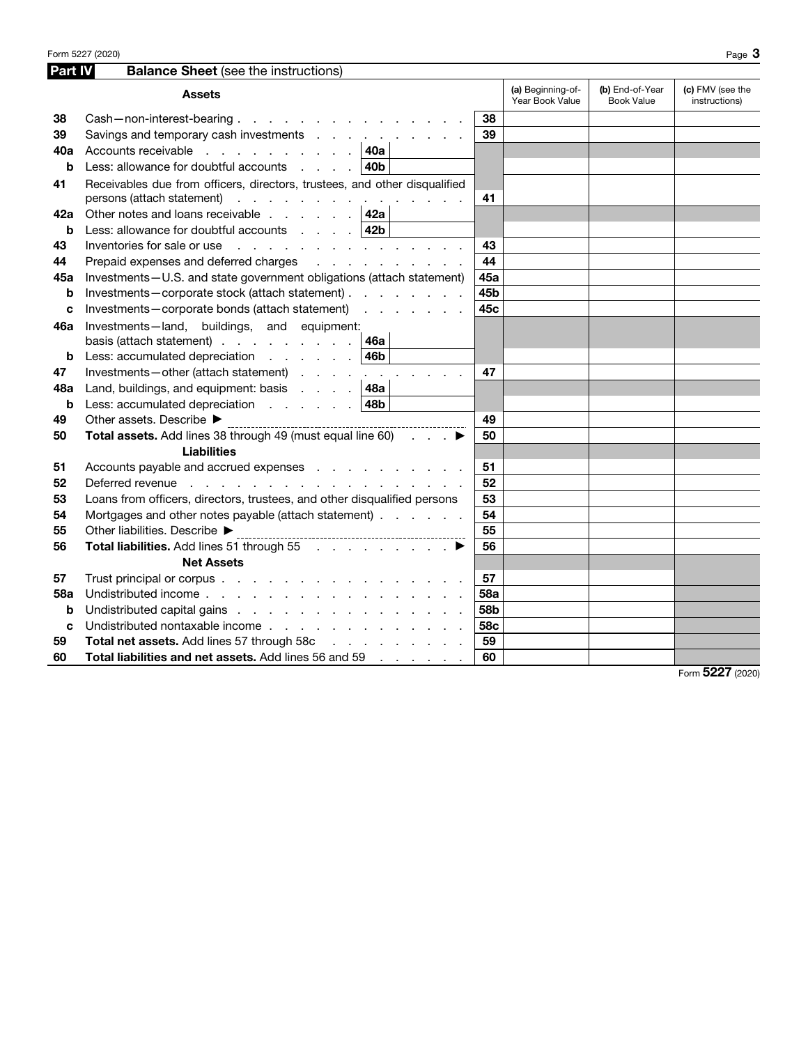## Part IV Balance Sheet (see the instructions)

| | Assets | | | Line | (a) Beginning-of-Year Book Value | (b) End-of-Year Book Value | (c) FMV (see the instructions) |
|---|---|---|---|---|---|---|---|
| 38 | Cash—non-interest-bearing | | | 38 | | | |
| 39 | Savings and temporary cash investments | | | 39 | | | |
| 40a | Accounts receivable | 40a | | | | | |
| b | Less: allowance for doubtful accounts | 40b | | | | | |
| 41 | Receivables due from officers, directors, trustees, and other disqualified persons (attach statement) | | | 41 | | | |
| 42a | Other notes and loans receivable | 42a | | | | | |
| b | Less: allowance for doubtful accounts | 42b | | | | | |
| 43 | Inventories for sale or use | | | 43 | | | |
| 44 | Prepaid expenses and deferred charges | | | 44 | | | |
| 45a | Investments—U.S. and state government obligations (attach statement) | | | 45a | | | |
| b | Investments—corporate stock (attach statement) | | | 45b | | | |
| c | Investments—corporate bonds (attach statement) | | | 45c | | | |
| 46a | Investments—land, buildings, and equipment: basis (attach statement) | 46a | | | | | |
| b | Less: accumulated depreciation | 46b | | | | | |
| 47 | Investments—other (attach statement) | | | 47 | | | |
| 48a | Land, buildings, and equipment: basis | 48a | | | | | |
| b | Less: accumulated depreciation | 48b | | | | | |
| 49 | Other assets. Describe ▶ | | | 49 | | | |
| 50 | **Total assets.** Add lines 38 through 49 (must equal line 60) ▶ | | | 50 | | | |
| | **Liabilities** | | | | | | |
| 51 | Accounts payable and accrued expenses | | | 51 | | | |
| 52 | Deferred revenue | | | 52 | | | |
| 53 | Loans from officers, directors, trustees, and other disqualified persons | | | 53 | | | |
| 54 | Mortgages and other notes payable (attach statement) | | | 54 | | | |
| 55 | Other liabilities. Describe ▶ | | | 55 | | | |
| 56 | **Total liabilities.** Add lines 51 through 55 ▶ | | | 56 | | | |
| | **Net Assets** | | | | | | |
| 57 | Trust principal or corpus | | | 57 | | | |
| 58a | Undistributed income | | | 58a | | | |
| b | Undistributed capital gains | | | 58b | | | |
| c | Undistributed nontaxable income | | | 58c | | | |
| 59 | **Total net assets.** Add lines 57 through 58c | | | 59 | | | |
| 60 | **Total liabilities and net assets.** Add lines 56 and 59 | | | 60 | | | |

Form **5227** (2020)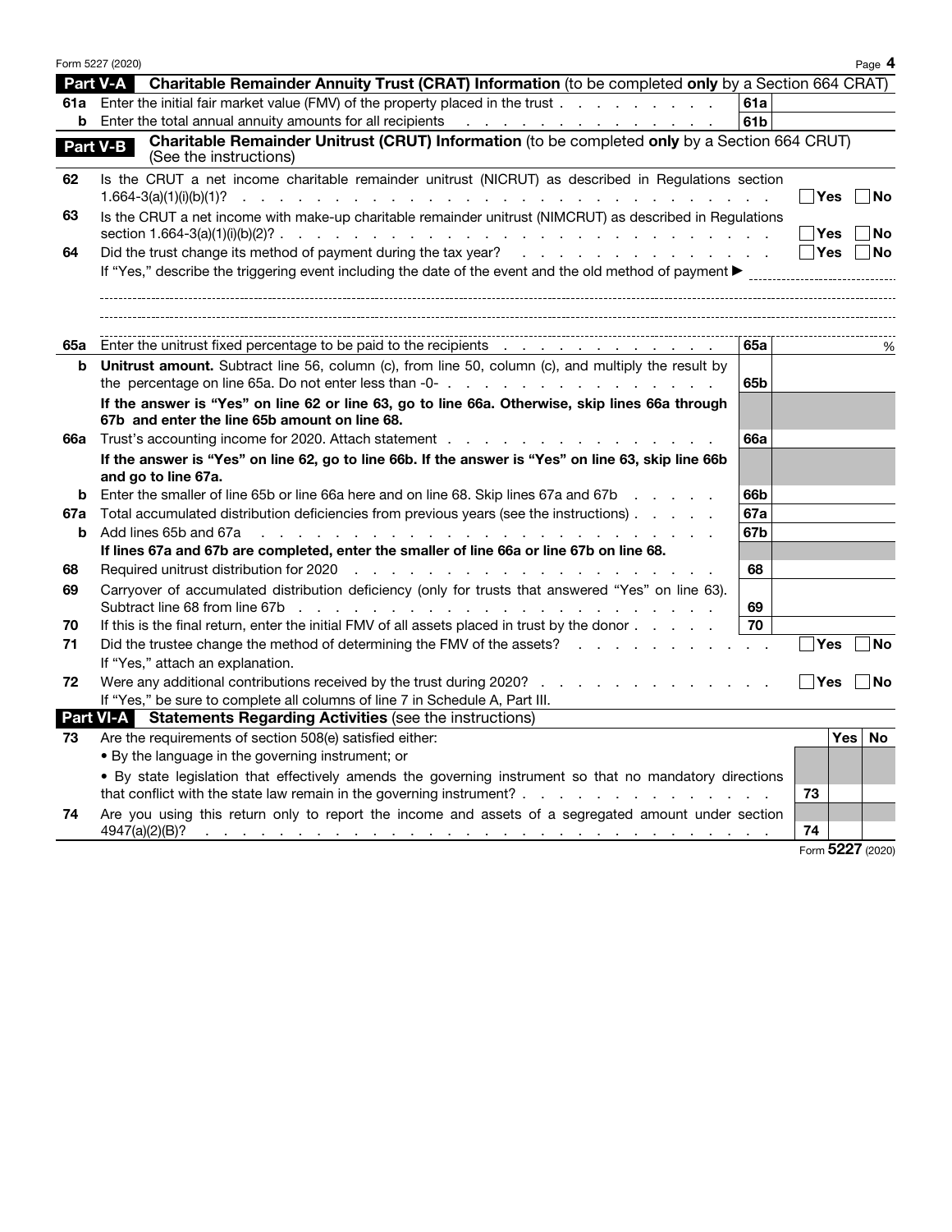## Part V-A Charitable Remainder Annuity Trust (CRAT) Information (to be completed **only** by a Section 664 CRAT)

| | | | |
|---|---|---|---|
| **61a** | Enter the initial fair market value (FMV) of the property placed in the trust | **61a** | |
| **b** | Enter the total annual annuity amounts for all recipients | **61b** | |

## Part V-B Charitable Remainder Unitrust (CRUT) Information (to be completed **only** by a Section 664 CRUT) (See the instructions)

**62** Is the CRUT a net income charitable remainder unitrust (NICRUT) as described in Regulations section 1.664-3(a)(1)(i)(b)(1)? ☐ Yes ☐ No

**63** Is the CRUT a net income with make-up charitable remainder unitrust (NIMCRUT) as described in Regulations section 1.664-3(a)(1)(i)(b)(2)? ☐ Yes ☐ No

**64** Did the trust change its method of payment during the tax year? ☐ Yes ☐ No

If "Yes," describe the triggering event including the date of the event and the old method of payment ▶

| | | | |
|---|---|---|---|
| **65a** | Enter the unitrust fixed percentage to be paid to the recipients | **65a** | % |
| **b** | **Unitrust amount.** Subtract line 56, column (c), from line 50, column (c), and multiply the result by the percentage on line 65a. Do not enter less than -0- | **65b** | |
| | **If the answer is "Yes" on line 62 or line 63, go to line 66a. Otherwise, skip lines 66a through 67b and enter the line 65b amount on line 68.** | | |
| **66a** | Trust's accounting income for 2020. Attach statement | **66a** | |
| | **If the answer is "Yes" on line 62, go to line 66b. If the answer is "Yes" on line 63, skip line 66b and go to line 67a.** | | |
| **b** | Enter the smaller of line 65b or line 66a here and on line 68. Skip lines 67a and 67b | **66b** | |
| **67a** | Total accumulated distribution deficiencies from previous years (see the instructions) | **67a** | |
| **b** | Add lines 65b and 67a | **67b** | |
| | **If lines 67a and 67b are completed, enter the smaller of line 66a or line 67b on line 68.** | | |
| **68** | Required unitrust distribution for 2020 | **68** | |
| **69** | Carryover of accumulated distribution deficiency (only for trusts that answered "Yes" on line 63). Subtract line 68 from line 67b | **69** | |
| **70** | If this is the final return, enter the initial FMV of all assets placed in trust by the donor | **70** | |

**71** Did the trustee change the method of determining the FMV of the assets? ☐ Yes ☐ No

If "Yes," attach an explanation.

**72** Were any additional contributions received by the trust during 2020? ☐ Yes ☐ No

If "Yes," be sure to complete all columns of line 7 in Schedule A, Part III.

## Part VI-A Statements Regarding Activities (see the instructions)

| | | | Yes | No |
|---|---|---|---|---|
| **73** | Are the requirements of section 508(e) satisfied either: | | | |
| | • By the language in the governing instrument; or | | | |
| | • By state legislation that effectively amends the governing instrument so that no mandatory directions that conflict with the state law remain in the governing instrument? | **73** | | |
| **74** | Are you using this return only to report the income and assets of a segregated amount under section 4947(a)(2)(B)? | **74** | | |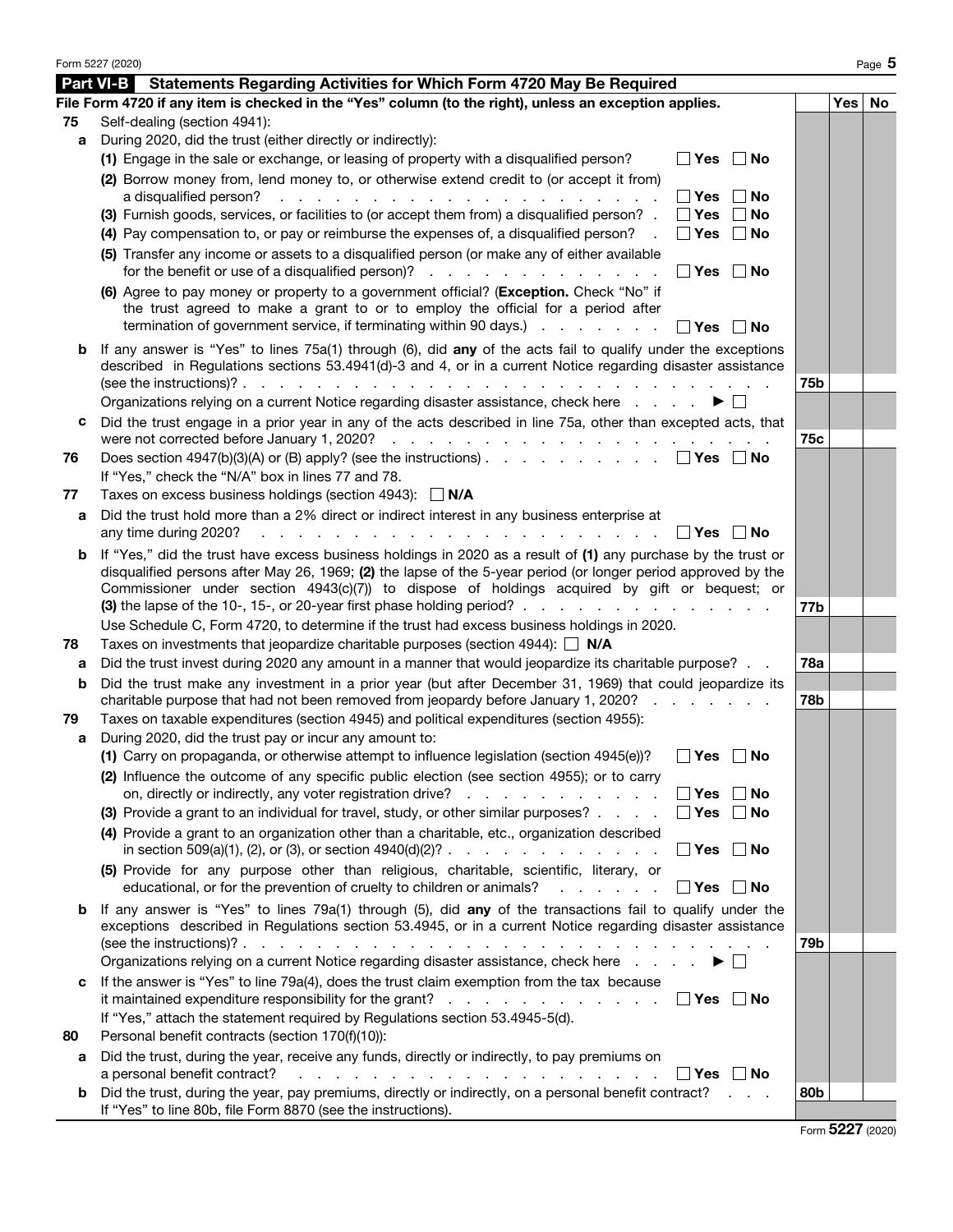## Part VI-B Statements Regarding Activities for Which Form 4720 May Be Required

File Form 4720 if any item is checked in the "Yes" column (to the right), unless an exception applies.

| | | | | Yes | No |
|---|---|---|---|---|---|
| **75** | Self-dealing (section 4941): | | | | |
| **a** | During 2020, did the trust (either directly or indirectly): | | | | |
| | **(1)** Engage in the sale or exchange, or leasing of property with a disqualified person? | ☐ **Yes** ☐ **No** | | | |
| | **(2)** Borrow money from, lend money to, or otherwise extend credit to (or accept it from) a disqualified person? | ☐ **Yes** ☐ **No** | | | |
| | **(3)** Furnish goods, services, or facilities to (or accept them from) a disqualified person? | ☐ **Yes** ☐ **No** | | | |
| | **(4)** Pay compensation to, or pay or reimburse the expenses of, a disqualified person? | ☐ **Yes** ☐ **No** | | | |
| | **(5)** Transfer any income or assets to a disqualified person (or make any of either available for the benefit or use of a disqualified person)? | ☐ **Yes** ☐ **No** | | | |
| | **(6)** Agree to pay money or property to a government official? (**Exception.** Check "No" if the trust agreed to make a grant to or to employ the official for a period after termination of government service, if terminating within 90 days.) | ☐ **Yes** ☐ **No** | | | |
| **b** | If any answer is "Yes" to lines 75a(1) through (6), did **any** of the acts fail to qualify under the exceptions described in Regulations sections 53.4941(d)-3 and 4, or in a current Notice regarding disaster assistance (see the instructions)? | | **75b** | | |
| | Organizations relying on a current Notice regarding disaster assistance, check here ▶ ☐ | | | | |
| **c** | Did the trust engage in a prior year in any of the acts described in line 75a, other than excepted acts, that were not corrected before January 1, 2020? | | **75c** | | |
| **76** | Does section 4947(b)(3)(A) or (B) apply? (see the instructions) | ☐ **Yes** ☐ **No** | | | |
| | If "Yes," check the "N/A" box in lines 77 and 78. | | | | |
| **77** | Taxes on excess business holdings (section 4943): ☐ **N/A** | | | | |
| **a** | Did the trust hold more than a 2% direct or indirect interest in any business enterprise at any time during 2020? | ☐ **Yes** ☐ **No** | | | |
| **b** | If "Yes," did the trust have excess business holdings in 2020 as a result of **(1)** any purchase by the trust or disqualified persons after May 26, 1969; **(2)** the lapse of the 5-year period (or longer period approved by the Commissioner under section 4943(c)(7)) to dispose of holdings acquired by gift or bequest; or **(3)** the lapse of the 10-, 15-, or 20-year first phase holding period? | | **77b** | | |
| | Use Schedule C, Form 4720, to determine if the trust had excess business holdings in 2020. | | | | |
| **78** | Taxes on investments that jeopardize charitable purposes (section 4944): ☐ **N/A** | | | | |
| **a** | Did the trust invest during 2020 any amount in a manner that would jeopardize its charitable purpose? | | **78a** | | |
| **b** | Did the trust make any investment in a prior year (but after December 31, 1969) that could jeopardize its charitable purpose that had not been removed from jeopardy before January 1, 2020? | | **78b** | | |
| **79** | Taxes on taxable expenditures (section 4945) and political expenditures (section 4955): | | | | |
| **a** | During 2020, did the trust pay or incur any amount to: | | | | |
| | **(1)** Carry on propaganda, or otherwise attempt to influence legislation (section 4945(e))? | ☐ **Yes** ☐ **No** | | | |
| | **(2)** Influence the outcome of any specific public election (see section 4955); or to carry on, directly or indirectly, any voter registration drive? | ☐ **Yes** ☐ **No** | | | |
| | **(3)** Provide a grant to an individual for travel, study, or other similar purposes? | ☐ **Yes** ☐ **No** | | | |
| | **(4)** Provide a grant to an organization other than a charitable, etc., organization described in section 509(a)(1), (2), or (3), or section 4940(d)(2)? | ☐ **Yes** ☐ **No** | | | |
| | **(5)** Provide for any purpose other than religious, charitable, scientific, literary, or educational, or for the prevention of cruelty to children or animals? | ☐ **Yes** ☐ **No** | | | |
| **b** | If any answer is "Yes" to lines 79a(1) through (5), did **any** of the transactions fail to qualify under the exceptions described in Regulations section 53.4945, or in a current Notice regarding disaster assistance (see the instructions)? | | **79b** | | |
| | Organizations relying on a current Notice regarding disaster assistance, check here ▶ ☐ | | | | |
| **c** | If the answer is "Yes" to line 79a(4), does the trust claim exemption from the tax because it maintained expenditure responsibility for the grant? | ☐ **Yes** ☐ **No** | | | |
| | If "Yes," attach the statement required by Regulations section 53.4945-5(d). | | | | |
| **80** | Personal benefit contracts (section 170(f)(10)): | | | | |
| **a** | Did the trust, during the year, receive any funds, directly or indirectly, to pay premiums on a personal benefit contract? | ☐ **Yes** ☐ **No** | | | |
| **b** | Did the trust, during the year, pay premiums, directly or indirectly, on a personal benefit contract? | | **80b** | | |
| | If "Yes" to line 80b, file Form 8870 (see the instructions). | | | | |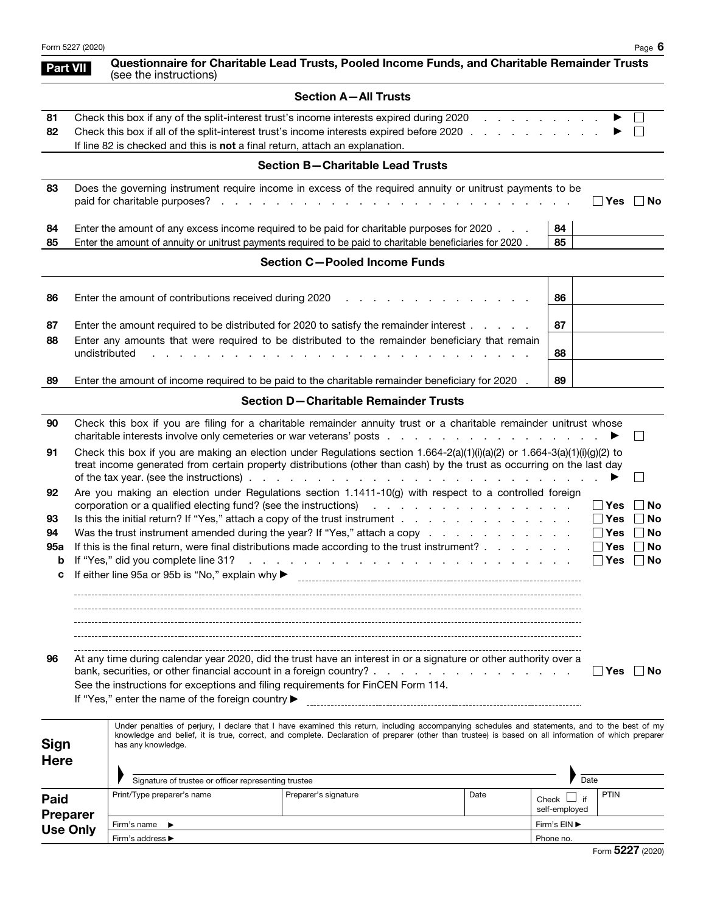## Part VII Questionnaire for Charitable Lead Trusts, Pooled Income Funds, and Charitable Remainder Trusts (see the instructions)

### Section A—All Trusts

**81** Check this box if any of the split-interest trust's income interests expired during 2020 . . . . . . . . . . ▶ ☐

**82** Check this box if all of the split-interest trust's income interests expired before 2020 . . . . . . . . . . . ▶ ☐

If line 82 is checked and this is **not** a final return, attach an explanation.

### Section B—Charitable Lead Trusts

**83** Does the governing instrument require income in excess of the required annuity or unitrust payments to be paid for charitable purposes? . . . . . . . . . . . . . . . . . . . . . . . . . . ☐ **Yes** ☐ **No**

| | | | |
|---|---|---|---|
| 84 | Enter the amount of any excess income required to be paid for charitable purposes for 2020 . . . | 84 | |
| 85 | Enter the amount of annuity or unitrust payments required to be paid to charitable beneficiaries for 2020 . | 85 | |

### Section C—Pooled Income Funds

| | | | |
|---|---|---|---|
| 86 | Enter the amount of contributions received during 2020 . . . . . . . . . . . . . . . | 86 | |
| 87 | Enter the amount required to be distributed for 2020 to satisfy the remainder interest . . . . . . | 87 | |
| 88 | Enter any amounts that were required to be distributed to the remainder beneficiary that remain undistributed . . . . . . . . . . . . . . . . . . . . . . . . . . . . | 88 | |
| 89 | Enter the amount of income required to be paid to the charitable remainder beneficiary for 2020 . | 89 | |

### Section D—Charitable Remainder Trusts

**90** Check this box if you are filing for a charitable remainder annuity trust or a charitable remainder unitrust whose charitable interests involve only cemeteries or war veterans' posts . . . . . . . . . . . . . . . . . ▶ ☐

**91** Check this box if you are making an election under Regulations section 1.664-2(a)(1)(i)(a)(2) or 1.664-3(a)(1)(i)(g)(2) to treat income generated from certain property distributions (other than cash) by the trust as occurring on the last day of the tax year. (see the instructions) . . . . . . . . . . . . . . . . . . . . . . . . . . . ▶ ☐

**92** Are you making an election under Regulations section 1.1411-10(g) with respect to a controlled foreign corporation or a qualified electing fund? (see the instructions) . . . . . . . . . . . . . . . ☐ **Yes** ☐ **No**

**93** Is this the initial return? If "Yes," attach a copy of the trust instrument . . . . . . . . . . . . . ☐ **Yes** ☐ **No**

**94** Was the trust instrument amended during the year? If "Yes," attach a copy . . . . . . . . . . . ☐ **Yes** ☐ **No**

**95a** If this is the final return, were final distributions made according to the trust instrument? . . . . . . . ☐ **Yes** ☐ **No**

**b** If "Yes," did you complete line 31? . . . . . . . . . . . . . . . . . . . . . . . . . ☐ **Yes** ☐ **No**

**c** If either line 95a or 95b is "No," explain why ▶

**96** At any time during calendar year 2020, did the trust have an interest in or a signature or other authority over a bank, securities, or other financial account in a foreign country? . . . . . . . . . . . . . . . . ☐ **Yes** ☐ **No**

See the instructions for exceptions and filing requirements for FinCEN Form 114.

If "Yes," enter the name of the foreign country ▶

**Sign Here**

Under penalties of perjury, I declare that I have examined this return, including accompanying schedules and statements, and to the best of my knowledge and belief, it is true, correct, and complete. Declaration of preparer (other than trustee) is based on all information of which preparer has any knowledge.

Signature of trustee or officer representing trustee | Date

**Paid Preparer Use Only**

| Print/Type preparer's name | Preparer's signature | Date | Check ☐ if self-employed | PTIN |
|---|---|---|---|---|
| Firm's name ▶ | | | Firm's EIN ▶ | |
| Firm's address ▶ | | | Phone no. | |

Form **5227** (2020)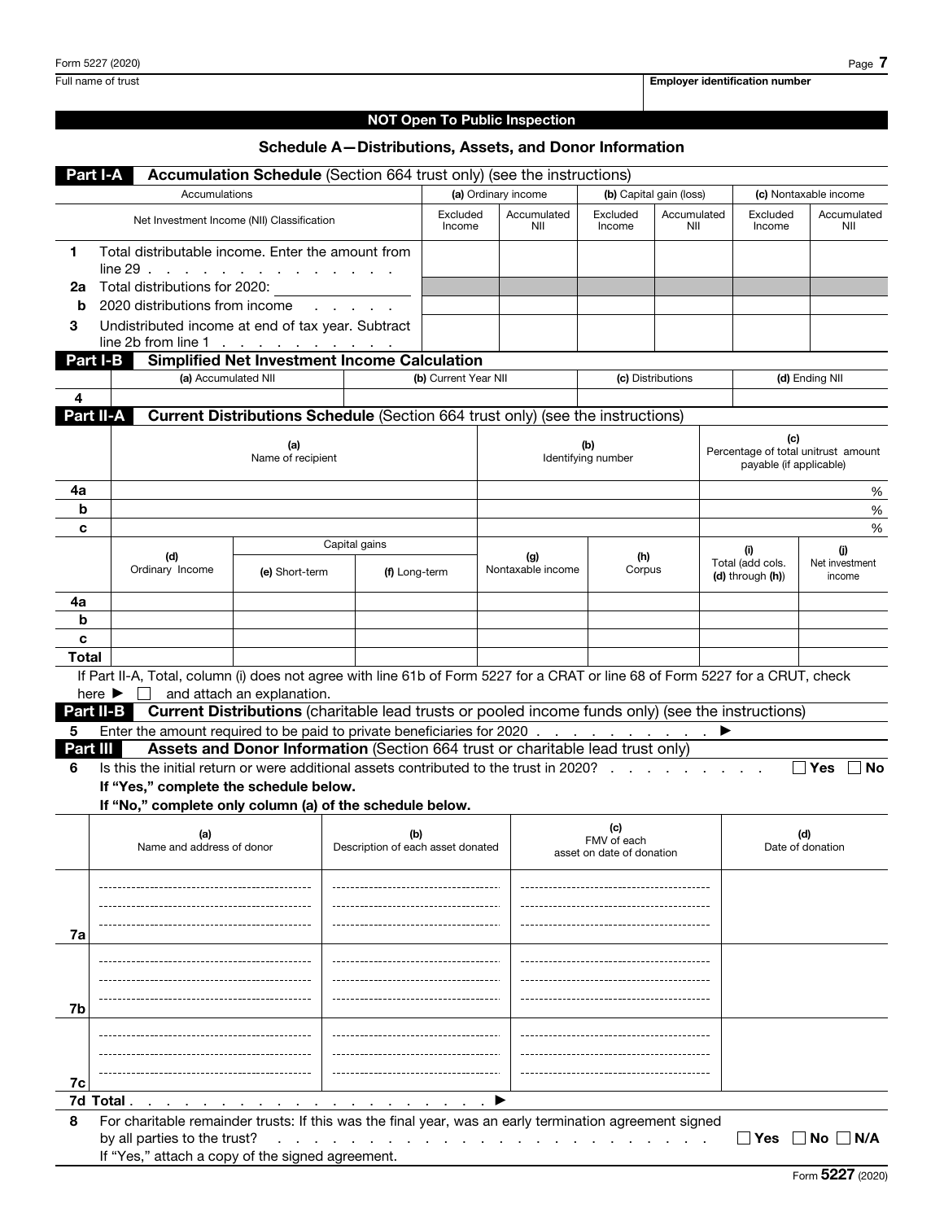Form 5227 (2020)

Full name of trust | Employer identification number

**NOT Open To Public Inspection**

## Schedule A—Distributions, Assets, and Donor Information

### Part I-A Accumulation Schedule (Section 664 trust only) (see the instructions)

| Accumulations | (a) Ordinary income | | (b) Capital gain (loss) | | (c) Nontaxable income | |
|---|---|---|---|---|---|---|
| Net Investment Income (NII) Classification | Excluded Income | Accumulated NII | Excluded Income | Accumulated NII | Excluded Income | Accumulated NII |
| **1** Total distributable income. Enter the amount from line 29 | | | | | | |
| **2a** Total distributions for 2020: | | | | | | |
| **b** 2020 distributions from income | | | | | | |
| **3** Undistributed income at end of tax year. Subtract line 2b from line 1 | | | | | | |

### Part I-B Simplified Net Investment Income Calculation

| | (a) Accumulated NII | (b) Current Year NII | (c) Distributions | (d) Ending NII |
|---|---|---|---|---|
| **4** | | | | |

### Part II-A Current Distributions Schedule (Section 664 trust only) (see the instructions)

| | (a) Name of recipient | (b) Identifying number | (c) Percentage of total unitrust amount payable (if applicable) |
|---|---|---|---|
| **4a** | | | % |
| **b** | | | % |
| **c** | | | % |

| | (d) Ordinary Income | Capital gains (e) Short-term | Capital gains (f) Long-term | (g) Nontaxable income | (h) Corpus | (i) Total (add cols. (d) through (h)) | (j) Net investment income |
|---|---|---|---|---|---|---|---|
| **4a** | | | | | | | |
| **b** | | | | | | | |
| **c** | | | | | | | |
| **Total** | | | | | | | |

If Part II-A, Total, column (i) does not agree with line 61b of Form 5227 for a CRAT or line 68 of Form 5227 for a CRUT, check here ▶ ☐ and attach an explanation.

### Part II-B Current Distributions (charitable lead trusts or pooled income funds only) (see the instructions)

**5** Enter the amount required to be paid to private beneficiaries for 2020 . . . . . . . . . . ▶

### Part III Assets and Donor Information (Section 664 trust or charitable lead trust only)

**6** Is this the initial return or were additional assets contributed to the trust in 2020? . . . . . . . . . . ☐ Yes ☐ No

**If "Yes," complete the schedule below.**
**If "No," complete only column (a) of the schedule below.**

| | (a) Name and address of donor | (b) Description of each asset donated | (c) FMV of each asset on date of donation | (d) Date of donation |
|---|---|---|---|---|
| **7a** | | | | |
| **7b** | | | | |
| **7c** | | | | |
| **7d Total** . . . . . . . . . . . . . . . . . . . . . . ▶ | | | | |

**8** For charitable remainder trusts: If this was the final year, was an early termination agreement signed by all parties to the trust? . . . . . . . . . . . . . . . . . . . . . . ☐ Yes ☐ No ☐ N/A

If "Yes," attach a copy of the signed agreement.

Form **5227** (2020)